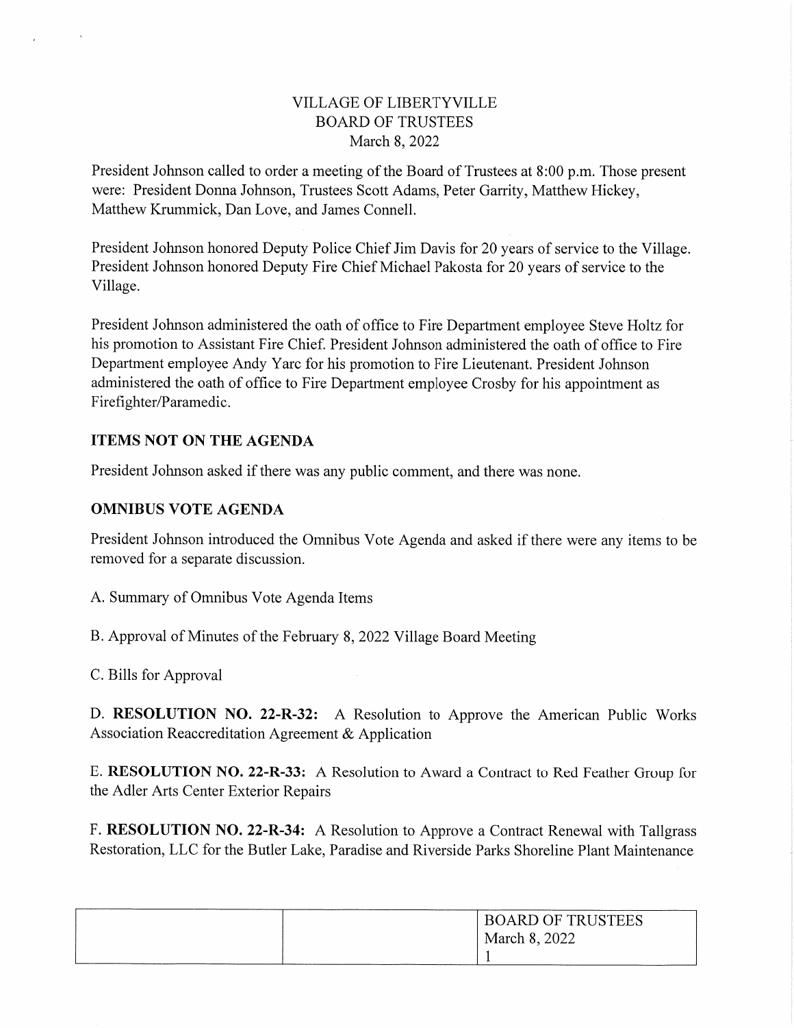# VILLAGE OF LIBERTYVILLE
## BOARD OF TRUSTEES
### March 8, 2022

President Johnson called to order a meeting of the Board of Trustees at 8:00 p.m. Those present were: President Donna Johnson, Trustees Scott Adams, Peter Garrity, Matthew Hickey, Matthew Krummick, Dan Love, and James Connell.

President Johnson honored Deputy Police Chief Jim Davis for 20 years of service to the Village. President Johnson honored Deputy Fire Chief Michael Pakosta for 20 years of service to the Village.

President Johnson administered the oath of office to Fire Department employee Steve Holtz for his promotion to Assistant Fire Chief. President Johnson administered the oath of office to Fire Department employee Andy Yarc for his promotion to Fire Lieutenant. President Johnson administered the oath of office to Fire Department employee Crosby for his appointment as Firefighter/Paramedic.

**ITEMS NOT ON THE AGENDA**

President Johnson asked if there was any public comment, and there was none.

**OMNIBUS VOTE AGENDA**

President Johnson introduced the Omnibus Vote Agenda and asked if there were any items to be removed for a separate discussion.

A. Summary of Omnibus Vote Agenda Items

B. Approval of Minutes of the February 8, 2022 Village Board Meeting

C. Bills for Approval

D. **RESOLUTION NO. 22-R-32:** A Resolution to Approve the American Public Works Association Reaccreditation Agreement & Application

E. **RESOLUTION NO. 22-R-33:** A Resolution to Award a Contract to Red Feather Group for the Adler Arts Center Exterior Repairs

F. **RESOLUTION NO. 22-R-34:** A Resolution to Approve a Contract Renewal with Tallgrass Restoration, LLC for the Butler Lake, Paradise and Riverside Parks Shoreline Plant Maintenance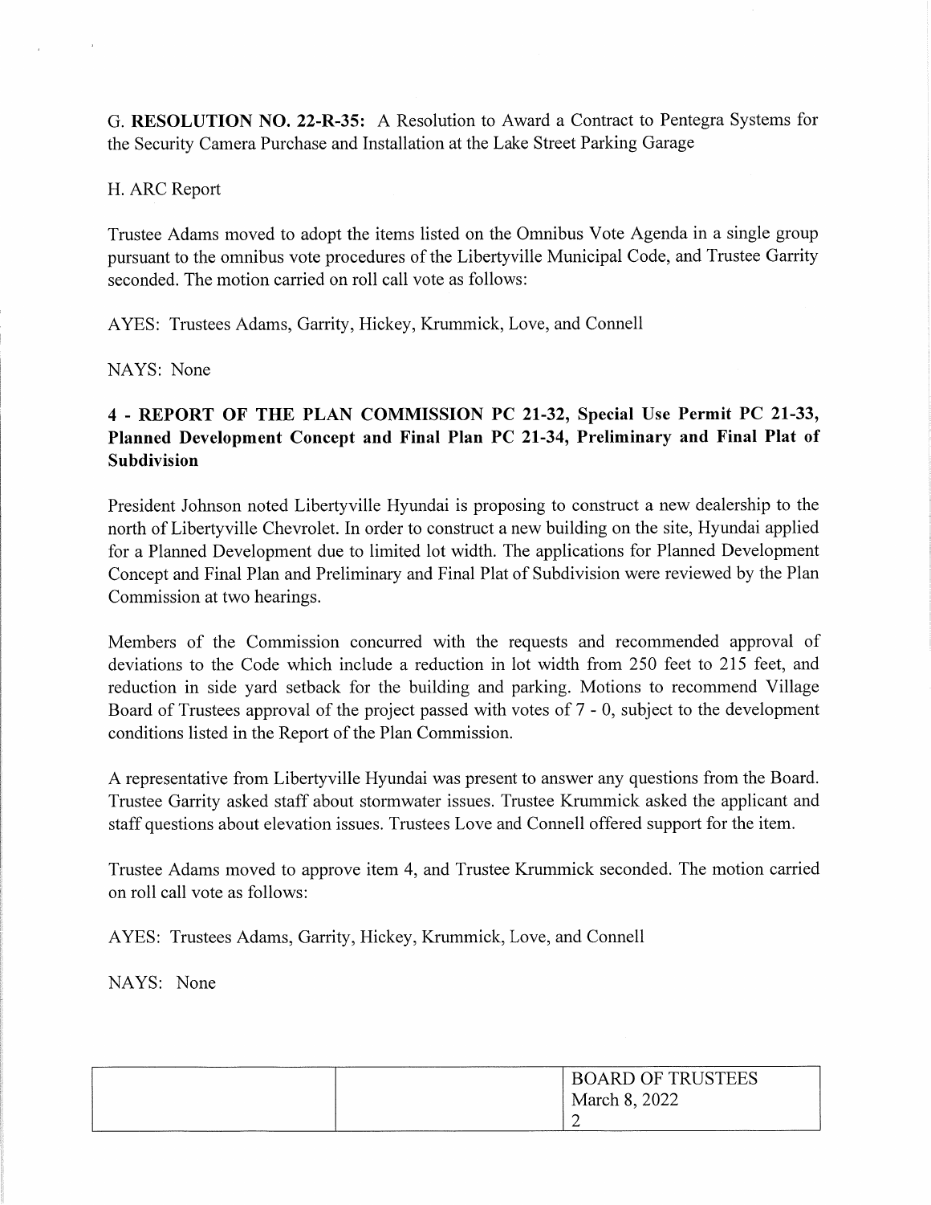G. **RESOLUTION NO. 22-R-35:** A Resolution to Award a Contract to Pentegra Systems for the Security Camera Purchase and Installation at the Lake Street Parking Garage

H. ARC Report

Trustee Adams moved to adopt the items listed on the Omnibus Vote Agenda in a single group pursuant to the omnibus vote procedures of the Libertyville Municipal Code, and Trustee Garrity seconded. The motion carried on roll call vote as follows:

AYES: Trustees Adams, Garrity, Hickey, Krummick, Love, and Connell

NAYS: None

## 4 - REPORT OF THE PLAN COMMISSION PC 21-32, Special Use Permit PC 21-33, Planned Development Concept and Final Plan PC 21-34, Preliminary and Final Plat of Subdivision

President Johnson noted Libertyville Hyundai is proposing to construct a new dealership to the north of Libertyville Chevrolet. In order to construct a new building on the site, Hyundai applied for a Planned Development due to limited lot width. The applications for Planned Development Concept and Final Plan and Preliminary and Final Plat of Subdivision were reviewed by the Plan Commission at two hearings.

Members of the Commission concurred with the requests and recommended approval of deviations to the Code which include a reduction in lot width from 250 feet to 215 feet, and reduction in side yard setback for the building and parking. Motions to recommend Village Board of Trustees approval of the project passed with votes of 7 - 0, subject to the development conditions listed in the Report of the Plan Commission.

A representative from Libertyville Hyundai was present to answer any questions from the Board. Trustee Garrity asked staff about stormwater issues. Trustee Krummick asked the applicant and staff questions about elevation issues. Trustees Love and Connell offered support for the item.

Trustee Adams moved to approve item 4, and Trustee Krummick seconded. The motion carried on roll call vote as follows:

AYES: Trustees Adams, Garrity, Hickey, Krummick, Love, and Connell

NAYS: None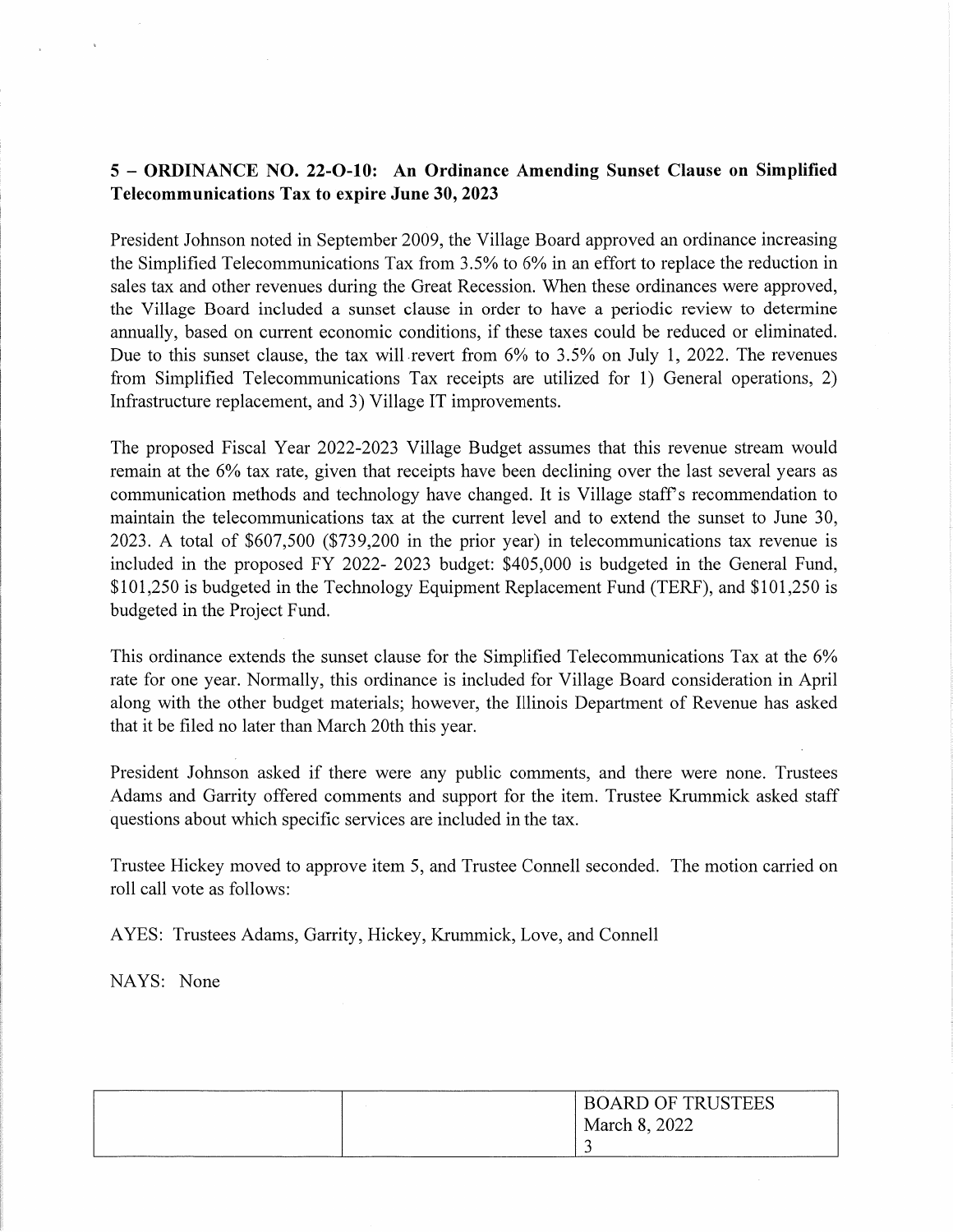**5 – ORDINANCE NO. 22-O-10: An Ordinance Amending Sunset Clause on Simplified Telecommunications Tax to expire June 30, 2023**

President Johnson noted in September 2009, the Village Board approved an ordinance increasing the Simplified Telecommunications Tax from 3.5% to 6% in an effort to replace the reduction in sales tax and other revenues during the Great Recession. When these ordinances were approved, the Village Board included a sunset clause in order to have a periodic review to determine annually, based on current economic conditions, if these taxes could be reduced or eliminated. Due to this sunset clause, the tax will revert from 6% to 3.5% on July 1, 2022. The revenues from Simplified Telecommunications Tax receipts are utilized for 1) General operations, 2) Infrastructure replacement, and 3) Village IT improvements.

The proposed Fiscal Year 2022-2023 Village Budget assumes that this revenue stream would remain at the 6% tax rate, given that receipts have been declining over the last several years as communication methods and technology have changed. It is Village staff's recommendation to maintain the telecommunications tax at the current level and to extend the sunset to June 30, 2023. A total of $607,500 ($739,200 in the prior year) in telecommunications tax revenue is included in the proposed FY 2022- 2023 budget: $405,000 is budgeted in the General Fund, $101,250 is budgeted in the Technology Equipment Replacement Fund (TERF), and $101,250 is budgeted in the Project Fund.

This ordinance extends the sunset clause for the Simplified Telecommunications Tax at the 6% rate for one year. Normally, this ordinance is included for Village Board consideration in April along with the other budget materials; however, the Illinois Department of Revenue has asked that it be filed no later than March 20th this year.

President Johnson asked if there were any public comments, and there were none. Trustees Adams and Garrity offered comments and support for the item. Trustee Krummick asked staff questions about which specific services are included in the tax.

Trustee Hickey moved to approve item 5, and Trustee Connell seconded. The motion carried on roll call vote as follows:

AYES: Trustees Adams, Garrity, Hickey, Krummick, Love, and Connell

NAYS: None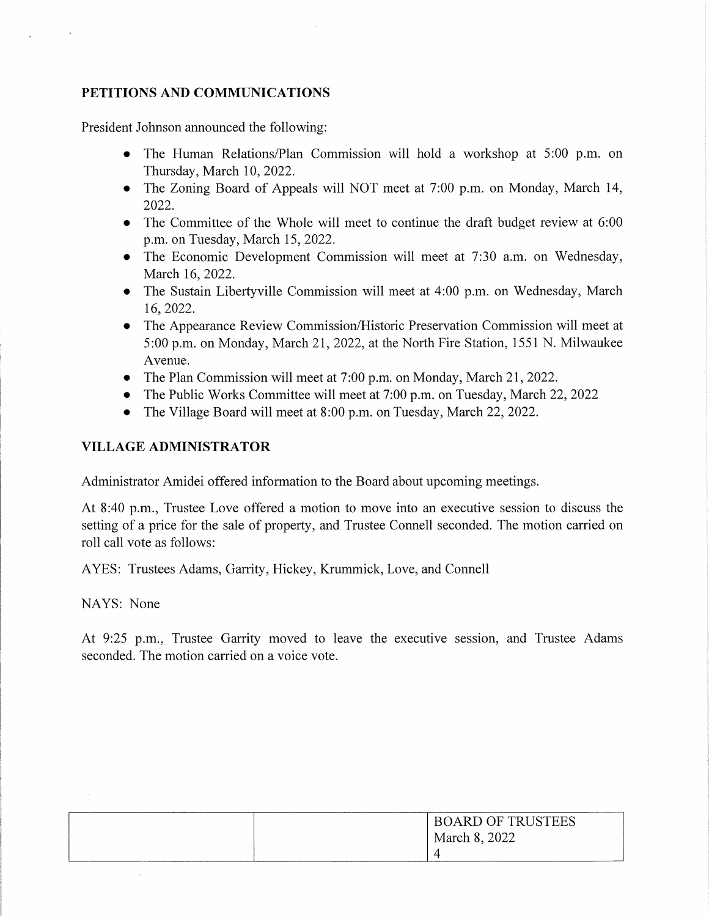## PETITIONS AND COMMUNICATIONS

President Johnson announced the following:

- The Human Relations/Plan Commission will hold a workshop at 5:00 p.m. on Thursday, March 10, 2022.
- The Zoning Board of Appeals will NOT meet at 7:00 p.m. on Monday, March 14, 2022.
- The Committee of the Whole will meet to continue the draft budget review at 6:00 p.m. on Tuesday, March 15, 2022.
- The Economic Development Commission will meet at 7:30 a.m. on Wednesday, March 16, 2022.
- The Sustain Libertyville Commission will meet at 4:00 p.m. on Wednesday, March 16, 2022.
- The Appearance Review Commission/Historic Preservation Commission will meet at 5:00 p.m. on Monday, March 21, 2022, at the North Fire Station, 1551 N. Milwaukee Avenue.
- The Plan Commission will meet at 7:00 p.m. on Monday, March 21, 2022.
- The Public Works Committee will meet at 7:00 p.m. on Tuesday, March 22, 2022
- The Village Board will meet at 8:00 p.m. on Tuesday, March 22, 2022.

## VILLAGE ADMINISTRATOR

Administrator Amidei offered information to the Board about upcoming meetings.

At 8:40 p.m., Trustee Love offered a motion to move into an executive session to discuss the setting of a price for the sale of property, and Trustee Connell seconded. The motion carried on roll call vote as follows:

AYES: Trustees Adams, Garrity, Hickey, Krummick, Love, and Connell

NAYS: None

At 9:25 p.m., Trustee Garrity moved to leave the executive session, and Trustee Adams seconded. The motion carried on a voice vote.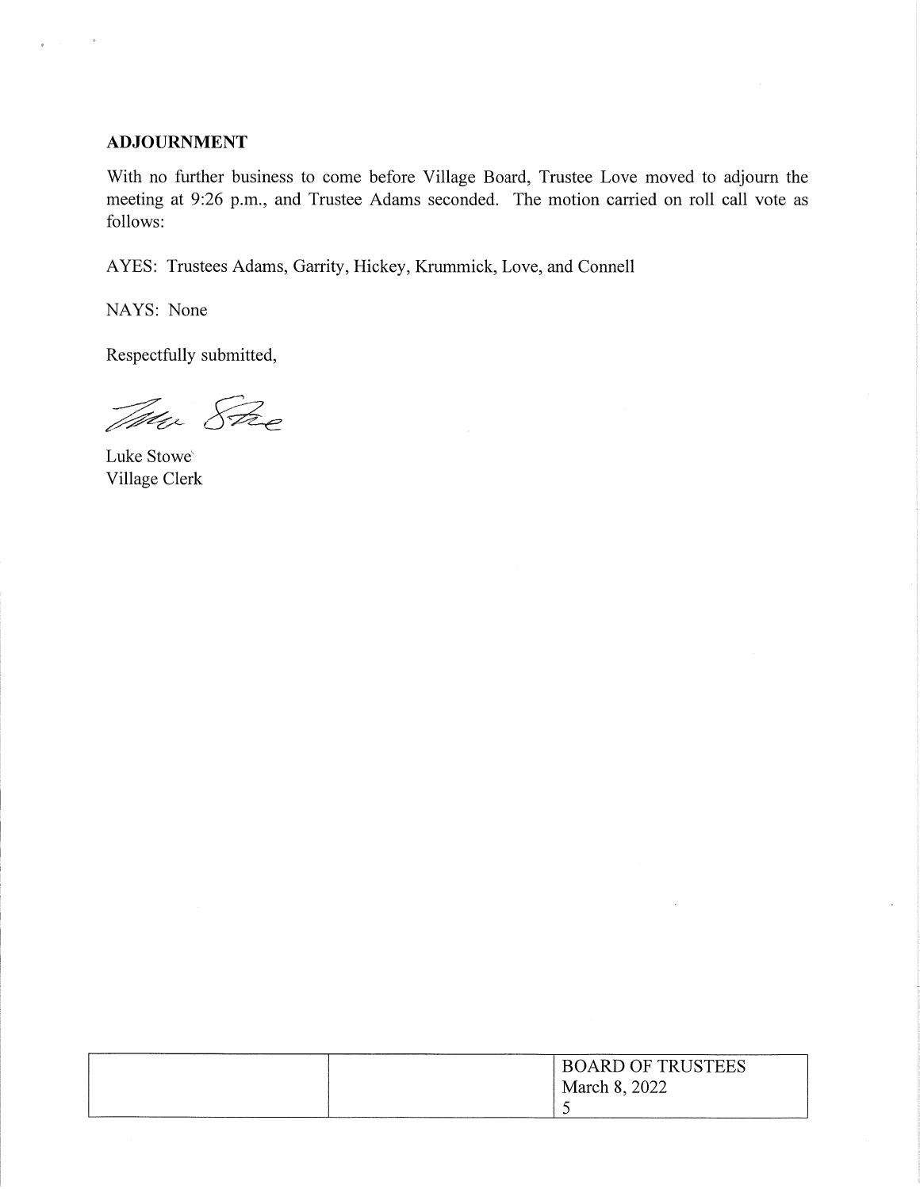**ADJOURNMENT**

With no further business to come before Village Board, Trustee Love moved to adjourn the meeting at 9:26 p.m., and Trustee Adams seconded. The motion carried on roll call vote as follows:

AYES: Trustees Adams, Garrity, Hickey, Krummick, Love, and Connell

NAYS: None

Respectfully submitted,

Luke Stowe
Village Clerk